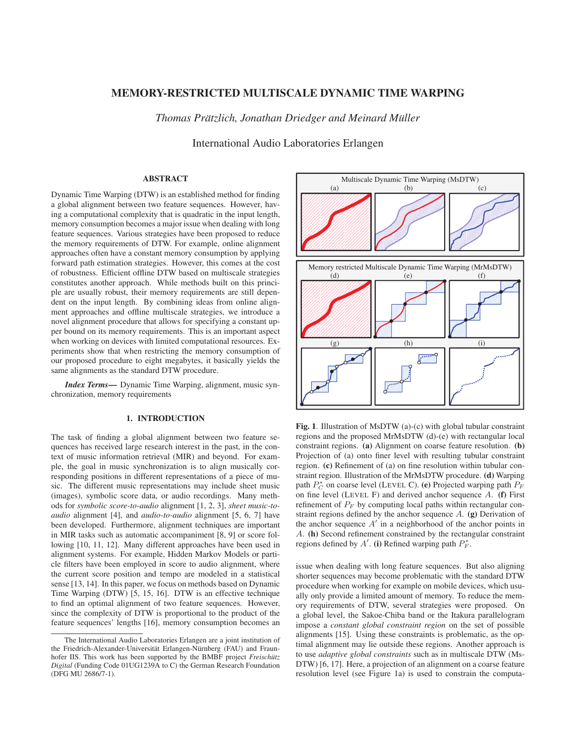# MEMORY-RESTRICTED MULTISCALE DYNAMIC TIME WARPING

*Thomas Prätzlich, Jonathan Driedger and Meinard Müller*

International Audio Laboratories Erlangen

## ABSTRACT

Dynamic Time Warping (DTW) is an established method for finding a global alignment between two feature sequences. However, having a computational complexity that is quadratic in the input length, memory consumption becomes a major issue when dealing with long feature sequences. Various strategies have been proposed to reduce the memory requirements of DTW. For example, online alignment approaches often have a constant memory consumption by applying forward path estimation strategies. However, this comes at the cost of robustness. Efficient offline DTW based on multiscale strategies constitutes another approach. While methods built on this principle are usually robust, their memory requirements are still dependent on the input length. By combining ideas from online alignment approaches and offline multiscale strategies, we introduce a novel alignment procedure that allows for specifying a constant upper bound on its memory requirements. This is an important aspect when working on devices with limited computational resources. Experiments show that when restricting the memory consumption of our proposed procedure to eight megabytes, it basically yields the same alignments as the standard DTW procedure.

***Index Terms***— Dynamic Time Warping, alignment, music synchronization, memory requirements

## 1. INTRODUCTION

The task of finding a global alignment between two feature sequences has received large research interest in the past, in the context of music information retrieval (MIR) and beyond. For example, the goal in music synchronization is to align musically corresponding positions in different representations of a piece of music. The different music representations may include sheet music (images), symbolic score data, or audio recordings. Many methods for *symbolic score-to-audio* alignment [1, 2, 3], *sheet music-to-audio* alignment [4], and *audio-to-audio* alignment [5, 6, 7] have been developed. Furthermore, alignment techniques are important in MIR tasks such as automatic accompaniment [8, 9] or score following [10, 11, 12]. Many different approaches have been used in alignment systems. For example, Hidden Markov Models or particle filters have been employed in score to audio alignment, where the current score position and tempo are modeled in a statistical sense [13, 14]. In this paper, we focus on methods based on Dynamic Time Warping (DTW) [5, 15, 16]. DTW is an effective technique to find an optimal alignment of two feature sequences. However, since the complexity of DTW is proportional to the product of the feature sequences' lengths [16], memory consumption becomes an issue when dealing with long feature sequences. But also aligning shorter sequences may become problematic with the standard DTW procedure when working for example on mobile devices, which usually only provide a limited amount of memory. To reduce the memory requirements of DTW, several strategies were proposed. On a global level, the Sakoe-Chiba band or the Itakura parallelogram impose a *constant global constraint region* on the set of possible alignments [15]. Using these constraints is problematic, as the optimal alignment may lie outside these regions. Another approach is to use *adaptive global constraints* such as in multiscale DTW (MsDTW) [6, 17]. Here, a projection of an alignment on a coarse feature resolution level (see Figure 1a) is used to constrain the computa-

**Fig. 1**. Illustration of MsDTW (a)-(c) with global tubular constraint regions and the proposed MrMsDTW (d)-(e) with rectangular local constraint regions. **(a)** Alignment on coarse feature resolution. **(b)** Projection of (a) onto finer level with resulting tubular constraint region. **(c)** Refinement of (a) on fine resolution within tubular constraint region. Illustration of the MrMsDTW procedure. **(d)** Warping path $P_C^*$ on coarse level (LEVEL C). **(e)** Projected warping path $P_F$ on fine level (LEVEL F) and derived anchor sequence $A$. **(f)** First refinement of $P_F$ by computing local paths within rectangular constraint regions defined by the anchor sequence $A$. **(g)** Derivation of the anchor sequence $A'$ in a neighborhood of the anchor points in $A$. **(h)** Second refinement constrained by the rectangular constraint regions defined by $A'$. **(i)** Refined warping path $P_F^*$.

The International Audio Laboratories Erlangen are a joint institution of the Friedrich-Alexander-Universität Erlangen-Nürnberg (FAU) and Fraunhofer IIS. This work has been supported by the BMBF project *Freischütz Digital* (Funding Code 01UG1239A to C) the German Research Foundation (DFG MU 2686/7-1).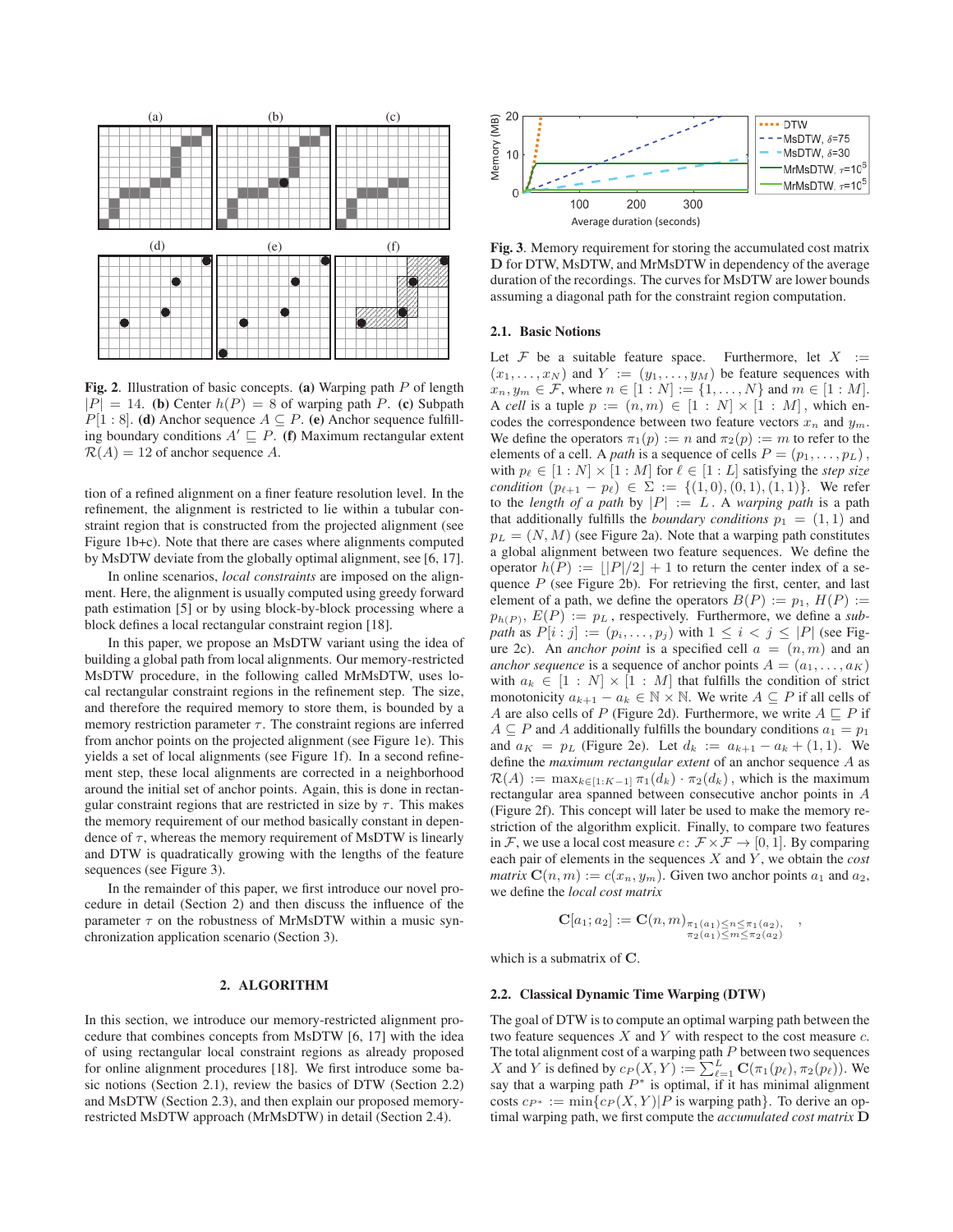**Fig. 2**. Illustration of basic concepts. **(a)** Warping path $P$ of length $|P| = 14$. **(b)** Center $h(P) = 8$ of warping path $P$. **(c)** Subpath $P[1:8]$. **(d)** Anchor sequence $A \subseteq P$. **(e)** Anchor sequence fulfilling boundary conditions $A' \sqsubseteq P$. **(f)** Maximum rectangular extent $\mathcal{R}(A) = 12$ of anchor sequence $A$.

tion of a refined alignment on a finer feature resolution level. In the refinement, the alignment is restricted to lie within a tubular constraint region that is constructed from the projected alignment (see Figure 1b+c). Note that there are cases where alignments computed by MsDTW deviate from the globally optimal alignment, see [6, 17].

In online scenarios, *local constraints* are imposed on the alignment. Here, the alignment is usually computed using greedy forward path estimation [5] or by using block-by-block processing where a block defines a local rectangular constraint region [18].

In this paper, we propose an MsDTW variant using the idea of building a global path from local alignments. Our memory-restricted MsDTW procedure, in the following called MrMsDTW, uses local rectangular constraint regions in the refinement step. The size, and therefore the required memory to store them, is bounded by a memory restriction parameter $\tau$. The constraint regions are inferred from anchor points on the projected alignment (see Figure 1e). This yields a set of local alignments (see Figure 1f). In a second refinement step, these local alignments are corrected in a neighborhood around the initial set of anchor points. Again, this is done in rectangular constraint regions that are restricted in size by $\tau$. This makes the memory requirement of our method basically constant in dependence of $\tau$, whereas the memory requirement of MsDTW is linearly and DTW is quadratically growing with the lengths of the feature sequences (see Figure 3).

In the remainder of this paper, we first introduce our novel procedure in detail (Section 2) and then discuss the influence of the parameter $\tau$ on the robustness of MrMsDTW within a music synchronization application scenario (Section 3).

## 2. ALGORITHM

In this section, we introduce our memory-restricted alignment procedure that combines concepts from MsDTW [6, 17] with the idea of using rectangular local constraint regions as already proposed for online alignment procedures [18]. We first introduce some basic notions (Section 2.1), review the basics of DTW (Section 2.2) and MsDTW (Section 2.3), and then explain our proposed memory-restricted MsDTW approach (MrMsDTW) in detail (Section 2.4).

**Fig. 3**. Memory requirement for storing the accumulated cost matrix $\mathbf{D}$ for DTW, MsDTW, and MrMsDTW in dependency of the average duration of the recordings. The curves for MsDTW are lower bounds assuming a diagonal path for the constraint region computation.

### 2.1. Basic Notions

Let $\mathcal{F}$ be a suitable feature space. Furthermore, let $X := (x_1, \ldots, x_N)$ and $Y := (y_1, \ldots, y_M)$ be feature sequences with $x_n, y_m \in \mathcal{F}$, where $n \in [1:N] := \{1, \ldots, N\}$ and $m \in [1:M]$. A *cell* is a tuple $p := (n, m) \in [1:N] \times [1:M]$, which encodes the correspondence between two feature vectors $x_n$ and $y_m$. We define the operators $\pi_1(p) := n$ and $\pi_2(p) := m$ to refer to the elements of a cell. A *path* is a sequence of cells $P = (p_1, \ldots, p_L)$, with $p_\ell \in [1:N] \times [1:M]$ for $\ell \in [1:L]$ satisfying the *step size condition* $(p_{\ell+1} - p_\ell) \in \Sigma := \{(1,0), (0,1), (1,1)\}$. We refer to the *length of a path* by $|P| := L$. A *warping path* is a path that additionally fulfills the *boundary conditions* $p_1 = (1,1)$ and $p_L = (N, M)$ (see Figure 2a). Note that a warping path constitutes a global alignment between two feature sequences. We define the operator $h(P) := \lfloor |P|/2 \rfloor + 1$ to return the center index of a sequence $P$ (see Figure 2b). For retrieving the first, center, and last element of a path, we define the operators $B(P) := p_1$, $H(P) := p_{h(P)}$, $E(P) := p_L$, respectively. Furthermore, we define a *subpath* as $P[i:j] := (p_i, \ldots, p_j)$ with $1 \leq i < j \leq |P|$ (see Figure 2c). An *anchor point* is a specified cell $a = (n, m)$ and an *anchor sequence* is a sequence of anchor points $A = (a_1, \ldots, a_K)$ with $a_k \in [1:N] \times [1:M]$ that fulfills the condition of strict monotonicity $a_{k+1} - a_k \in \mathbb{N} \times \mathbb{N}$. We write $A \subseteq P$ if all cells of $A$ are also cells of $P$ (Figure 2d). Furthermore, we write $A \sqsubseteq P$ if $A \subseteq P$ and $A$ additionally fulfills the boundary conditions $a_1 = p_1$ and $a_K = p_L$ (Figure 2e). Let $d_k := a_{k+1} - a_k + (1,1)$. We define the *maximum rectangular extent* of an anchor sequence $A$ as $\mathcal{R}(A) := \max_{k \in [1:K-1]} \pi_1(d_k) \cdot \pi_2(d_k)$, which is the maximum rectangular area spanned between consecutive anchor points in $A$ (Figure 2f). This concept will later be used to make the memory restriction of the algorithm explicit. Finally, to compare two features in $\mathcal{F}$, we use a local cost measure $c \colon \mathcal{F} \times \mathcal{F} \to [0,1]$. By comparing each pair of elements in the sequences $X$ and $Y$, we obtain the *cost matrix* $\mathbf{C}(n,m) := c(x_n, y_m)$. Given two anchor points $a_1$ and $a_2$, we define the *local cost matrix*

$$\mathbf{C}[a_1; a_2] := \mathbf{C}(n,m)_{\substack{\pi_1(a_1) \leq n \leq \pi_1(a_2), \\ \pi_2(a_1) \leq m \leq \pi_2(a_2)}},$$

which is a submatrix of $\mathbf{C}$.

### 2.2. Classical Dynamic Time Warping (DTW)

The goal of DTW is to compute an optimal warping path between the two feature sequences $X$ and $Y$ with respect to the cost measure $c$. The total alignment cost of a warping path $P$ between two sequences $X$ and $Y$ is defined by $c_P(X,Y) := \sum_{\ell=1}^{L} \mathbf{C}(\pi_1(p_\ell), \pi_2(p_\ell))$. We say that a warping path $P^*$ is optimal, if it has minimal alignment costs $c_{P^*} := \min\{c_P(X,Y) | P \text{ is warping path}\}$. To derive an optimal warping path, we first compute the *accumulated cost matrix* $\mathbf{D}$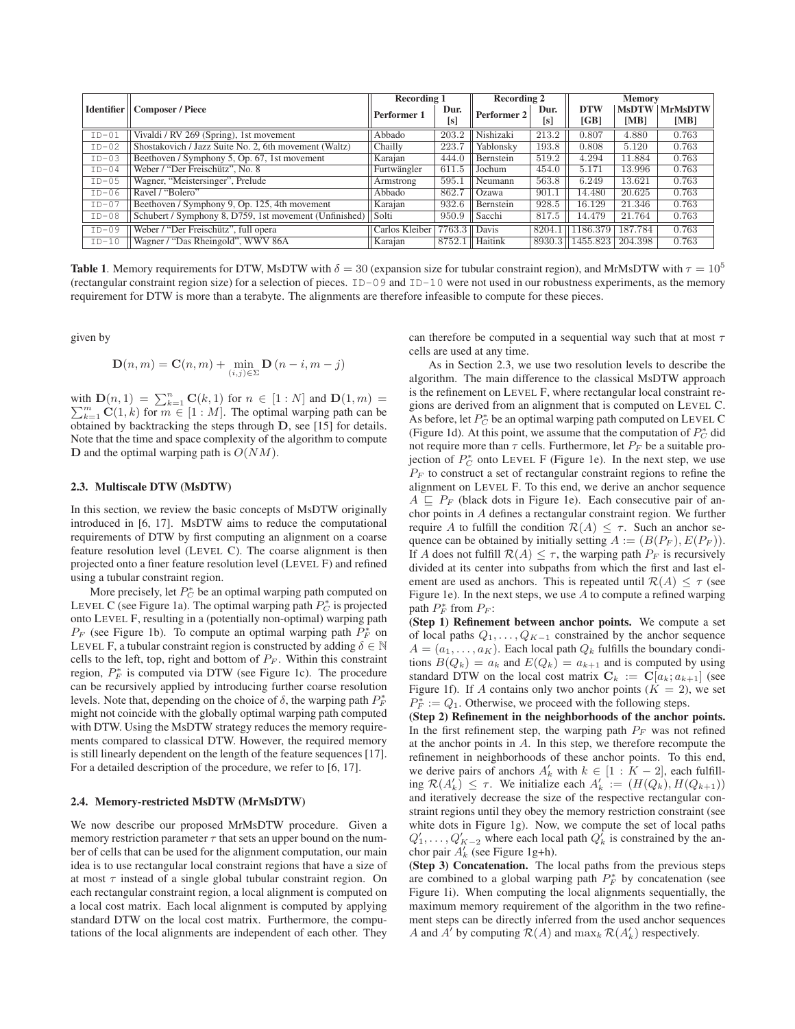| Identifier | Composer / Piece | Recording 1 | | Recording 2 | | Memory | | |
|---|---|---|---|---|---|---|---|---|
| | | Performer 1 | Dur. [s] | Performer 2 | Dur. [s] | DTW [GB] | MsDTW [MB] | MrMsDTW [MB] |
| ID-01 | Vivaldi / RV 269 (Spring), 1st movement | Abbado | 203.2 | Nishizaki | 213.2 | 0.807 | 4.880 | 0.763 |
| ID-02 | Shostakovich / Jazz Suite No. 2, 6th movement (Waltz) | Chailly | 223.7 | Yablonsky | 193.8 | 0.808 | 5.120 | 0.763 |
| ID-03 | Beethoven / Symphony 5, Op. 67, 1st movement | Karajan | 444.0 | Bernstein | 519.2 | 4.294 | 11.884 | 0.763 |
| ID-04 | Weber / "Der Freischütz", No. 8 | Furtwängler | 611.5 | Jochum | 454.0 | 5.171 | 13.996 | 0.763 |
| ID-05 | Wagner, "Meistersinger", Prelude | Armstrong | 595.1 | Neumann | 563.8 | 6.249 | 13.621 | 0.763 |
| ID-06 | Ravel / "Bolero" | Abbado | 862.7 | Ozawa | 901.1 | 14.480 | 20.625 | 0.763 |
| ID-07 | Beethoven / Symphony 9, Op. 125, 4th movement | Karajan | 932.6 | Bernstein | 928.5 | 16.129 | 21.346 | 0.763 |
| ID-08 | Schubert / Symphony 8, D759, 1st movement (Unfinished) | Solti | 950.9 | Sacchi | 817.5 | 14.479 | 21.764 | 0.763 |
| ID-09 | Weber / "Der Freischütz", full opera | Carlos Kleiber | 7763.3 | Davis | 8204.1 | 1186.379 | 187.784 | 0.763 |
| ID-10 | Wagner / "Das Rheingold", WWV 86A | Karajan | 8752.1 | Haitink | 8930.3 | 1455.823 | 204.398 | 0.763 |

**Table 1**. Memory requirements for DTW, MsDTW with $\delta = 30$ (expansion size for tubular constraint region), and MrMsDTW with $\tau = 10^5$ (rectangular constraint region size) for a selection of pieces. ID-09 and ID-10 were not used in our robustness experiments, as the memory requirement for DTW is more than a terabyte. The alignments are therefore infeasible to compute for these pieces.

given by

$$\mathbf{D}(n, m) = \mathbf{C}(n, m) + \min_{(i,j)\in\Sigma} \mathbf{D}\left(n - i, m - j\right)$$

with $\mathbf{D}(n, 1) = \sum_{k=1}^{n} \mathbf{C}(k, 1)$ for $n \in [1 : N]$ and $\mathbf{D}(1, m) = \sum_{k=1}^{m} \mathbf{C}(1, k)$ for $m \in [1 : M]$. The optimal warping path can be obtained by backtracking the steps through $\mathbf{D}$, see [15] for details. Note that the time and space complexity of the algorithm to compute $\mathbf{D}$ and the optimal warping path is $O(NM)$.

### 2.3. Multiscale DTW (MsDTW)

In this section, we review the basic concepts of MsDTW originally introduced in [6, 17]. MsDTW aims to reduce the computational requirements of DTW by first computing an alignment on a coarse feature resolution level (LEVEL C). The coarse alignment is then projected onto a finer feature resolution level (LEVEL F) and refined using a tubular constraint region.

More precisely, let $P_C^*$ be an optimal warping path computed on LEVEL C (see Figure 1a). The optimal warping path $P_C^*$ is projected onto LEVEL F, resulting in a (potentially non-optimal) warping path $P_F$ (see Figure 1b). To compute an optimal warping path $P_F^*$ on LEVEL F, a tubular constraint region is constructed by adding $\delta \in \mathbb{N}$ cells to the left, top, right and bottom of $P_F$. Within this constraint region, $P_F^*$ is computed via DTW (see Figure 1c). The procedure can be recursively applied by introducing further coarse resolution levels. Note that, depending on the choice of $\delta$, the warping path $P_F^*$ might not coincide with the globally optimal warping path computed with DTW. Using the MsDTW strategy reduces the memory requirements compared to classical DTW. However, the required memory is still linearly dependent on the length of the feature sequences [17]. For a detailed description of the procedure, we refer to [6, 17].

### 2.4. Memory-restricted MsDTW (MrMsDTW)

We now describe our proposed MrMsDTW procedure. Given a memory restriction parameter $\tau$ that sets an upper bound on the number of cells that can be used for the alignment computation, our main idea is to use rectangular local constraint regions that have a size of at most $\tau$ instead of a single global tubular constraint region. On each rectangular constraint region, a local alignment is computed on a local cost matrix. Each local alignment is computed by applying standard DTW on the local cost matrix. Furthermore, the computations of the local alignments are independent of each other. They can therefore be computed in a sequential way such that at most $\tau$ cells are used at any time.

As in Section 2.3, we use two resolution levels to describe the algorithm. The main difference to the classical MsDTW approach is the refinement on LEVEL F, where rectangular local constraint regions are derived from an alignment that is computed on LEVEL C. As before, let $P_C^*$ be an optimal warping path computed on LEVEL C (Figure 1d). At this point, we assume that the computation of $P_C^*$ did not require more than $\tau$ cells. Furthermore, let $P_F$ be a suitable projection of $P_C^*$ onto LEVEL F (Figure 1e). In the next step, we use $P_F$ to construct a set of rectangular constraint regions to refine the alignment on LEVEL F. To this end, we derive an anchor sequence $A \sqsubseteq P_F$ (black dots in Figure 1e). Each consecutive pair of anchor points in $A$ defines a rectangular constraint region. We further require $A$ to fulfill the condition $\mathcal{R}(A) \leq \tau$. Such an anchor sequence can be obtained by initially setting $A := (B(P_F), E(P_F))$. If $A$ does not fulfill $\mathcal{R}(A) \leq \tau$, the warping path $P_F$ is recursively divided at its center into subpaths from which the first and last element are used as anchors. This is repeated until $\mathcal{R}(A) \leq \tau$ (see Figure 1e). In the next steps, we use $A$ to compute a refined warping path $P_F^*$ from $P_F$:

**(Step 1) Refinement between anchor points.** We compute a set of local paths $Q_1, \ldots, Q_{K-1}$ constrained by the anchor sequence $A = (a_1, \ldots, a_K)$. Each local path $Q_k$ fulfills the boundary conditions $B(Q_k) = a_k$ and $E(Q_k) = a_{k+1}$ and is computed by using standard DTW on the local cost matrix $\mathbf{C}_k := \mathbf{C}[a_k; a_{k+1}]$ (see Figure 1f). If $A$ contains only two anchor points ($K = 2$), we set $P_F^* := Q_1$. Otherwise, we proceed with the following steps.

**(Step 2) Refinement in the neighborhoods of the anchor points.** In the first refinement step, the warping path $P_F$ was not refined at the anchor points in $A$. In this step, we therefore recompute the refinement in neighborhoods of these anchor points. To this end, we derive pairs of anchors $A'_k$ with $k \in [1 : K - 2]$, each fulfilling $\mathcal{R}(A'_k) \leq \tau$. We initialize each $A'_k := (H(Q_k), H(Q_{k+1}))$ and iteratively decrease the size of the respective rectangular constraint regions until they obey the memory restriction constraint (see white dots in Figure 1g). Now, we compute the set of local paths $Q'_1, \ldots, Q'_{K-2}$ where each local path $Q'_k$ is constrained by the anchor pair $A'_k$ (see Figure 1g+h).

**(Step 3) Concatenation.** The local paths from the previous steps are combined to a global warping path $P_F^*$ by concatenation (see Figure 1i). When computing the local alignments sequentially, the maximum memory requirement of the algorithm in the two refinement steps can be directly inferred from the used anchor sequences $A$ and $A'$ by computing $\mathcal{R}(A)$ and $\max_k \mathcal{R}(A'_k)$ respectively.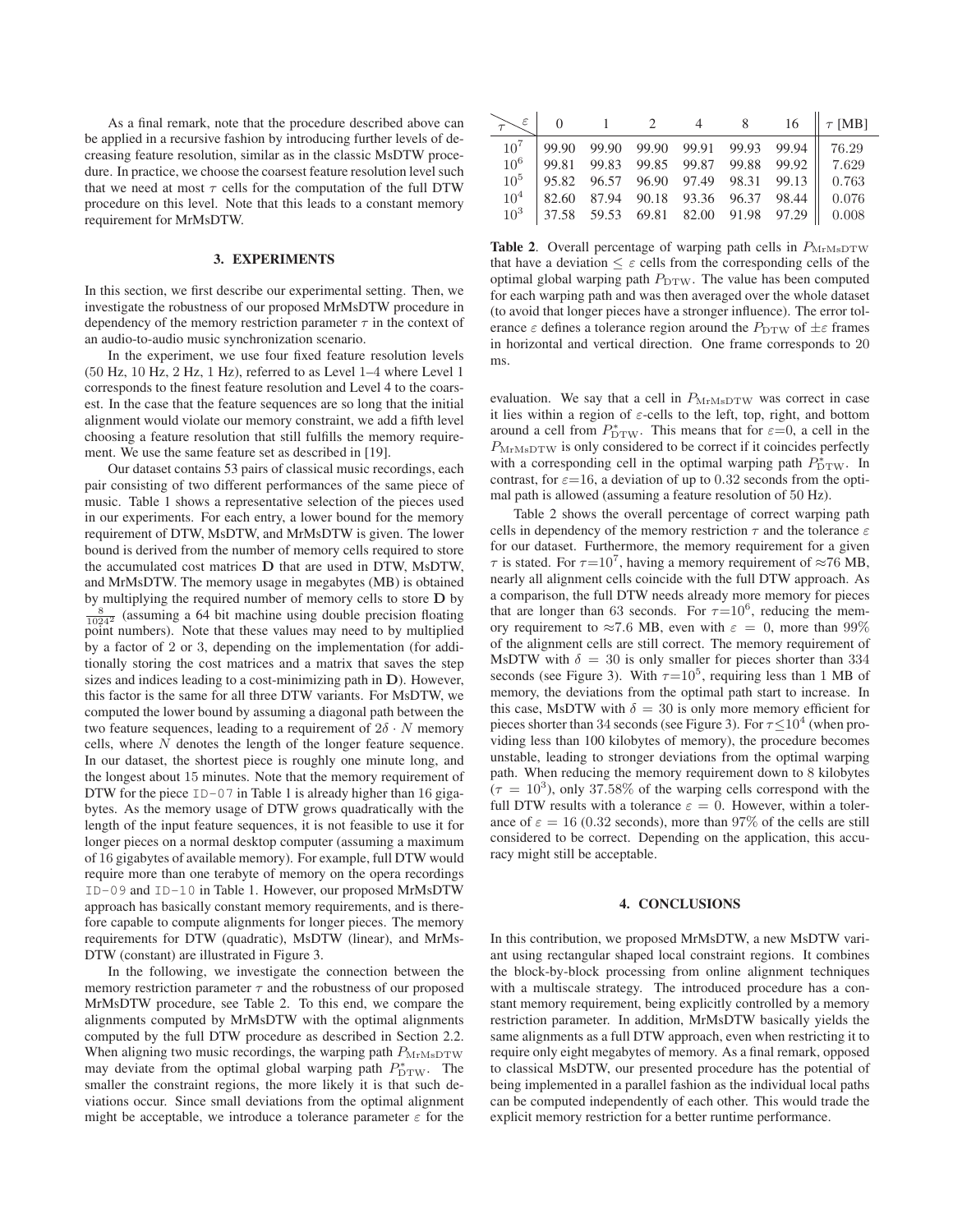As a final remark, note that the procedure described above can be applied in a recursive fashion by introducing further levels of decreasing feature resolution, similar as in the classic MsDTW procedure. In practice, we choose the coarsest feature resolution level such that we need at most $\tau$ cells for the computation of the full DTW procedure on this level. Note that this leads to a constant memory requirement for MrMsDTW.

## 3. EXPERIMENTS

In this section, we first describe our experimental setting. Then, we investigate the robustness of our proposed MrMsDTW procedure in dependency of the memory restriction parameter $\tau$ in the context of an audio-to-audio music synchronization scenario.

In the experiment, we use four fixed feature resolution levels (50 Hz, 10 Hz, 2 Hz, 1 Hz), referred to as Level 1–4 where Level 1 corresponds to the finest feature resolution and Level 4 to the coarsest. In the case that the feature sequences are so long that the initial alignment would violate our memory constraint, we add a fifth level choosing a feature resolution that still fulfills the memory requirement. We use the same feature set as described in [19].

Our dataset contains 53 pairs of classical music recordings, each pair consisting of two different performances of the same piece of music. Table 1 shows a representative selection of the pieces used in our experiments. For each entry, a lower bound for the memory requirement of DTW, MsDTW, and MrMsDTW is given. The lower bound is derived from the number of memory cells required to store the accumulated cost matrices $\mathbf{D}$ that are used in DTW, MsDTW, and MrMsDTW. The memory usage in megabytes (MB) is obtained by multiplying the required number of memory cells to store $\mathbf{D}$ by $\frac{8}{1024^2}$ (assuming a 64 bit machine using double precision floating point numbers). Note that these values may need to by multiplied by a factor of 2 or 3, depending on the implementation (for additionally storing the cost matrices and a matrix that saves the step sizes and indices leading to a cost-minimizing path in $\mathbf{D}$). However, this factor is the same for all three DTW variants. For MsDTW, we computed the lower bound by assuming a diagonal path between the two feature sequences, leading to a requirement of $2\delta \cdot N$ memory cells, where $N$ denotes the length of the longer feature sequence. In our dataset, the shortest piece is roughly one minute long, and the longest about 15 minutes. Note that the memory requirement of DTW for the piece `ID-07` in Table 1 is already higher than 16 gigabytes. As the memory usage of DTW grows quadratically with the length of the input feature sequences, it is not feasible to use it for longer pieces on a normal desktop computer (assuming a maximum of 16 gigabytes of available memory). For example, full DTW would require more than one terabyte of memory on the opera recordings `ID-09` and `ID-10` in Table 1. However, our proposed MrMsDTW approach has basically constant memory requirements, and is therefore capable to compute alignments for longer pieces. The memory requirements for DTW (quadratic), MsDTW (linear), and MrMsDTW (constant) are illustrated in Figure 3.

In the following, we investigate the connection between the memory restriction parameter $\tau$ and the robustness of our proposed MrMsDTW procedure, see Table 2. To this end, we compare the alignments computed by MrMsDTW with the optimal alignments computed by the full DTW procedure as described in Section 2.2. When aligning two music recordings, the warping path $P_{\mathrm{MrMsDTW}}$ may deviate from the optimal global warping path $P^*_{\mathrm{DTW}}$. The smaller the constraint regions, the more likely it is that such deviations occur. Since small deviations from the optimal alignment might be acceptable, we introduce a tolerance parameter $\varepsilon$ for the evaluation. We say that a cell in $P_{\mathrm{MrMsDTW}}$ was correct in case it lies within a region of $\varepsilon$-cells to the left, top, right, and bottom around a cell from $P^*_{\mathrm{DTW}}$. This means that for $\varepsilon$=0, a cell in the $P_{\mathrm{MrMsDTW}}$ is only considered to be correct if it coincides perfectly with a corresponding cell in the optimal warping path $P^*_{\mathrm{DTW}}$. In contrast, for $\varepsilon$=16, a deviation of up to 0.32 seconds from the optimal path is allowed (assuming a feature resolution of 50 Hz).

| $\tau$ \ $\varepsilon$ | 0 | 1 | 2 | 4 | 8 | 16 | $\tau$ [MB] |
|---|---|---|---|---|---|---|---|
| $10^7$ | 99.90 | 99.90 | 99.90 | 99.91 | 99.93 | 99.94 | 76.29 |
| $10^6$ | 99.81 | 99.83 | 99.85 | 99.87 | 99.88 | 99.92 | 7.629 |
| $10^5$ | 95.82 | 96.57 | 96.90 | 97.49 | 98.31 | 99.13 | 0.763 |
| $10^4$ | 82.60 | 87.94 | 90.18 | 93.36 | 96.37 | 98.44 | 0.076 |
| $10^3$ | 37.58 | 59.53 | 69.81 | 82.00 | 91.98 | 97.29 | 0.008 |

**Table 2**. Overall percentage of warping path cells in $P_{\mathrm{MrMsDTW}}$ that have a deviation $\leq \varepsilon$ cells from the corresponding cells of the optimal global warping path $P_{\mathrm{DTW}}$. The value has been computed for each warping path and was then averaged over the whole dataset (to avoid that longer pieces have a stronger influence). The error tolerance $\varepsilon$ defines a tolerance region around the $P_{\mathrm{DTW}}$ of $\pm\varepsilon$ frames in horizontal and vertical direction. One frame corresponds to 20 ms.

Table 2 shows the overall percentage of correct warping path cells in dependency of the memory restriction $\tau$ and the tolerance $\varepsilon$ for our dataset. Furthermore, the memory requirement for a given $\tau$ is stated. For $\tau$=$10^7$, having a memory requirement of $\approx$76 MB, nearly all alignment cells coincide with the full DTW approach. As a comparison, the full DTW needs already more memory for pieces that are longer than 63 seconds. For $\tau$=$10^6$, reducing the memory requirement to $\approx$7.6 MB, even with $\varepsilon = 0$, more than 99% of the alignment cells are still correct. The memory requirement of MsDTW with $\delta = 30$ is only smaller for pieces shorter than 334 seconds (see Figure 3). With $\tau$=$10^5$, requiring less than 1 MB of memory, the deviations from the optimal path start to increase. In this case, MsDTW with $\delta = 30$ is only more memory efficient for pieces shorter than 34 seconds (see Figure 3). For $\tau \leq 10^4$ (when providing less than 100 kilobytes of memory), the procedure becomes unstable, leading to stronger deviations from the optimal warping path. When reducing the memory requirement down to 8 kilobytes ($\tau = 10^3$), only 37.58% of the warping cells correspond with the full DTW results with a tolerance $\varepsilon = 0$. However, within a tolerance of $\varepsilon = 16$ (0.32 seconds), more than 97% of the cells are still considered to be correct. Depending on the application, this accuracy might still be acceptable.

## 4. CONCLUSIONS

In this contribution, we proposed MrMsDTW, a new MsDTW variant using rectangular shaped local constraint regions. It combines the block-by-block processing from online alignment techniques with a multiscale strategy. The introduced procedure has a constant memory requirement, being explicitly controlled by a memory restriction parameter. In addition, MrMsDTW basically yields the same alignments as a full DTW approach, even when restricting it to require only eight megabytes of memory. As a final remark, opposed to classical MsDTW, our presented procedure has the potential of being implemented in a parallel fashion as the individual local paths can be computed independently of each other. This would trade the explicit memory restriction for a better runtime performance.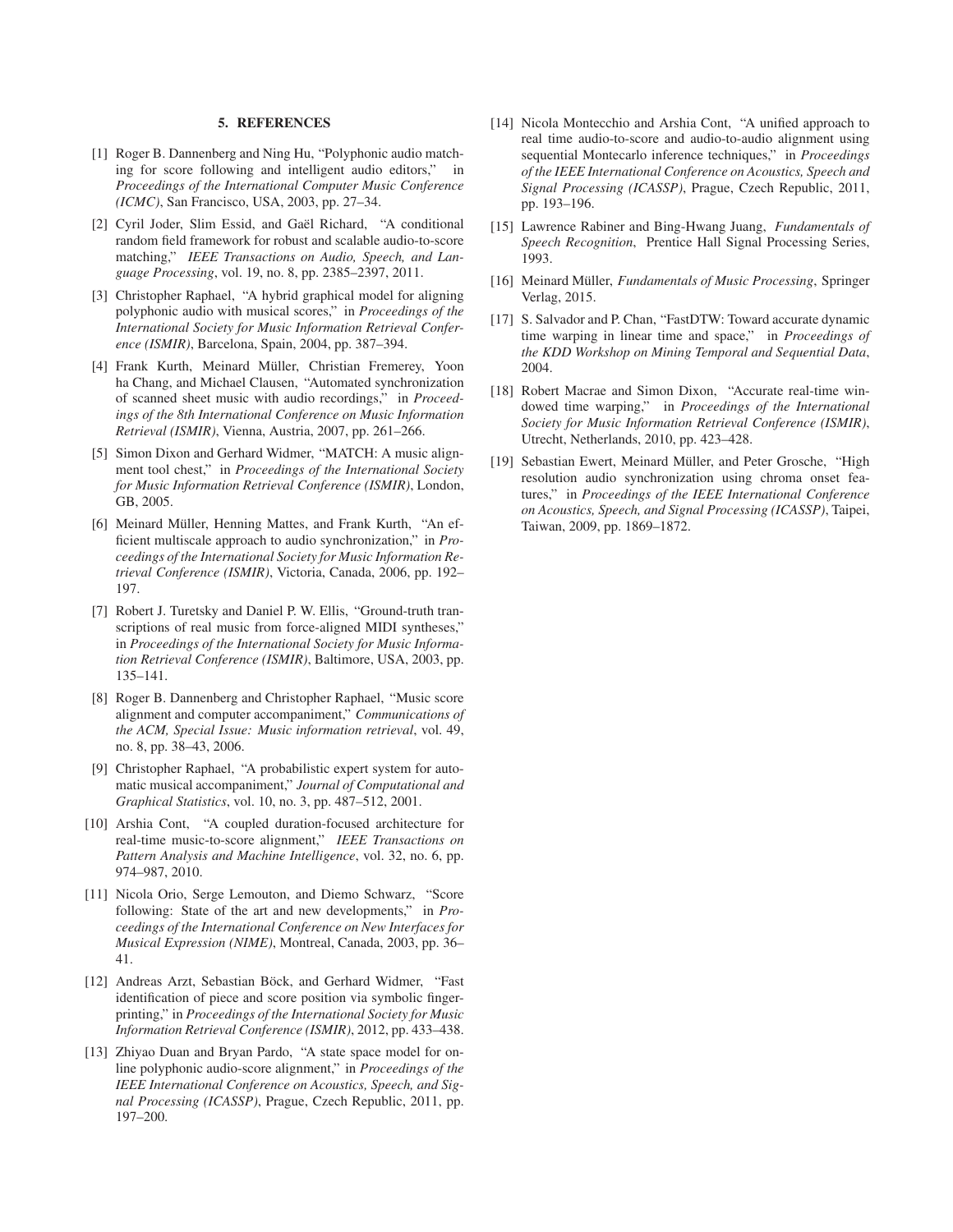## 5. REFERENCES

[1] Roger B. Dannenberg and Ning Hu, "Polyphonic audio matching for score following and intelligent audio editors," in *Proceedings of the International Computer Music Conference (ICMC)*, San Francisco, USA, 2003, pp. 27–34.

[2] Cyril Joder, Slim Essid, and Gaël Richard, "A conditional random field framework for robust and scalable audio-to-score matching," *IEEE Transactions on Audio, Speech, and Language Processing*, vol. 19, no. 8, pp. 2385–2397, 2011.

[3] Christopher Raphael, "A hybrid graphical model for aligning polyphonic audio with musical scores," in *Proceedings of the International Society for Music Information Retrieval Conference (ISMIR)*, Barcelona, Spain, 2004, pp. 387–394.

[4] Frank Kurth, Meinard Müller, Christian Fremerey, Yoon ha Chang, and Michael Clausen, "Automated synchronization of scanned sheet music with audio recordings," in *Proceedings of the 8th International Conference on Music Information Retrieval (ISMIR)*, Vienna, Austria, 2007, pp. 261–266.

[5] Simon Dixon and Gerhard Widmer, "MATCH: A music alignment tool chest," in *Proceedings of the International Society for Music Information Retrieval Conference (ISMIR)*, London, GB, 2005.

[6] Meinard Müller, Henning Mattes, and Frank Kurth, "An efficient multiscale approach to audio synchronization," in *Proceedings of the International Society for Music Information Retrieval Conference (ISMIR)*, Victoria, Canada, 2006, pp. 192–197.

[7] Robert J. Turetsky and Daniel P. W. Ellis, "Ground-truth transcriptions of real music from force-aligned MIDI syntheses," in *Proceedings of the International Society for Music Information Retrieval Conference (ISMIR)*, Baltimore, USA, 2003, pp. 135–141.

[8] Roger B. Dannenberg and Christopher Raphael, "Music score alignment and computer accompaniment," *Communications of the ACM, Special Issue: Music information retrieval*, vol. 49, no. 8, pp. 38–43, 2006.

[9] Christopher Raphael, "A probabilistic expert system for automatic musical accompaniment," *Journal of Computational and Graphical Statistics*, vol. 10, no. 3, pp. 487–512, 2001.

[10] Arshia Cont, "A coupled duration-focused architecture for real-time music-to-score alignment," *IEEE Transactions on Pattern Analysis and Machine Intelligence*, vol. 32, no. 6, pp. 974–987, 2010.

[11] Nicola Orio, Serge Lemouton, and Diemo Schwarz, "Score following: State of the art and new developments," in *Proceedings of the International Conference on New Interfaces for Musical Expression (NIME)*, Montreal, Canada, 2003, pp. 36–41.

[12] Andreas Arzt, Sebastian Böck, and Gerhard Widmer, "Fast identification of piece and score position via symbolic fingerprinting," in *Proceedings of the International Society for Music Information Retrieval Conference (ISMIR)*, 2012, pp. 433–438.

[13] Zhiyao Duan and Bryan Pardo, "A state space model for online polyphonic audio-score alignment," in *Proceedings of the IEEE International Conference on Acoustics, Speech, and Signal Processing (ICASSP)*, Prague, Czech Republic, 2011, pp. 197–200.

[14] Nicola Montecchio and Arshia Cont, "A unified approach to real time audio-to-score and audio-to-audio alignment using sequential Montecarlo inference techniques," in *Proceedings of the IEEE International Conference on Acoustics, Speech and Signal Processing (ICASSP)*, Prague, Czech Republic, 2011, pp. 193–196.

[15] Lawrence Rabiner and Bing-Hwang Juang, *Fundamentals of Speech Recognition*, Prentice Hall Signal Processing Series, 1993.

[16] Meinard Müller, *Fundamentals of Music Processing*, Springer Verlag, 2015.

[17] S. Salvador and P. Chan, "FastDTW: Toward accurate dynamic time warping in linear time and space," in *Proceedings of the KDD Workshop on Mining Temporal and Sequential Data*, 2004.

[18] Robert Macrae and Simon Dixon, "Accurate real-time windowed time warping," in *Proceedings of the International Society for Music Information Retrieval Conference (ISMIR)*, Utrecht, Netherlands, 2010, pp. 423–428.

[19] Sebastian Ewert, Meinard Müller, and Peter Grosche, "High resolution audio synchronization using chroma onset features," in *Proceedings of the IEEE International Conference on Acoustics, Speech, and Signal Processing (ICASSP)*, Taipei, Taiwan, 2009, pp. 1869–1872.